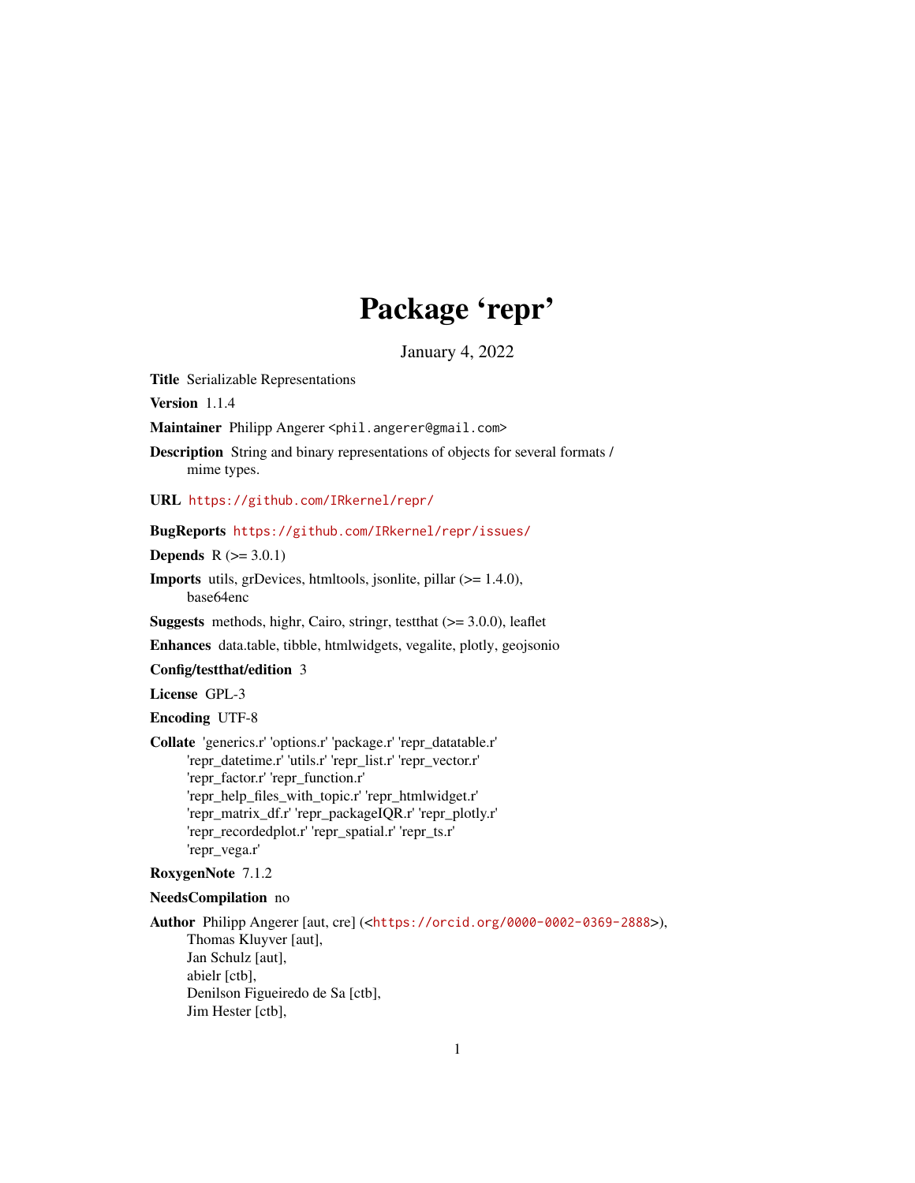# Package 'repr'

January 4, 2022

**Title** Serializable Representations

**Version** 1.1.4

**Maintainer** Philipp Angerer <phil.angerer@gmail.com>

**Description** String and binary representations of objects for several formats / mime types.

**URL** https://github.com/IRkernel/repr/

**BugReports** https://github.com/IRkernel/repr/issues/

**Depends** R (>= 3.0.1)

**Imports** utils, grDevices, htmltools, jsonlite, pillar (>= 1.4.0), base64enc

**Suggests** methods, highr, Cairo, stringr, testthat (>= 3.0.0), leaflet

**Enhances** data.table, tibble, htmlwidgets, vegalite, plotly, geojsonio

**Config/testthat/edition** 3

**License** GPL-3

**Encoding** UTF-8

**Collate** 'generics.r' 'options.r' 'package.r' 'repr_datatable.r' 'repr_datetime.r' 'utils.r' 'repr_list.r' 'repr_vector.r' 'repr_factor.r' 'repr_function.r' 'repr_help_files_with_topic.r' 'repr_htmlwidget.r' 'repr_matrix_df.r' 'repr_packageIQR.r' 'repr_plotly.r' 'repr_recordedplot.r' 'repr_spatial.r' 'repr_ts.r' 'repr_vega.r'

**RoxygenNote** 7.1.2

**NeedsCompilation** no

**Author** Philipp Angerer [aut, cre] (<https://orcid.org/0000-0002-0369-2888>),
Thomas Kluyver [aut],
Jan Schulz [aut],
abielr [ctb],
Denilson Figueiredo de Sa [ctb],
Jim Hester [ctb],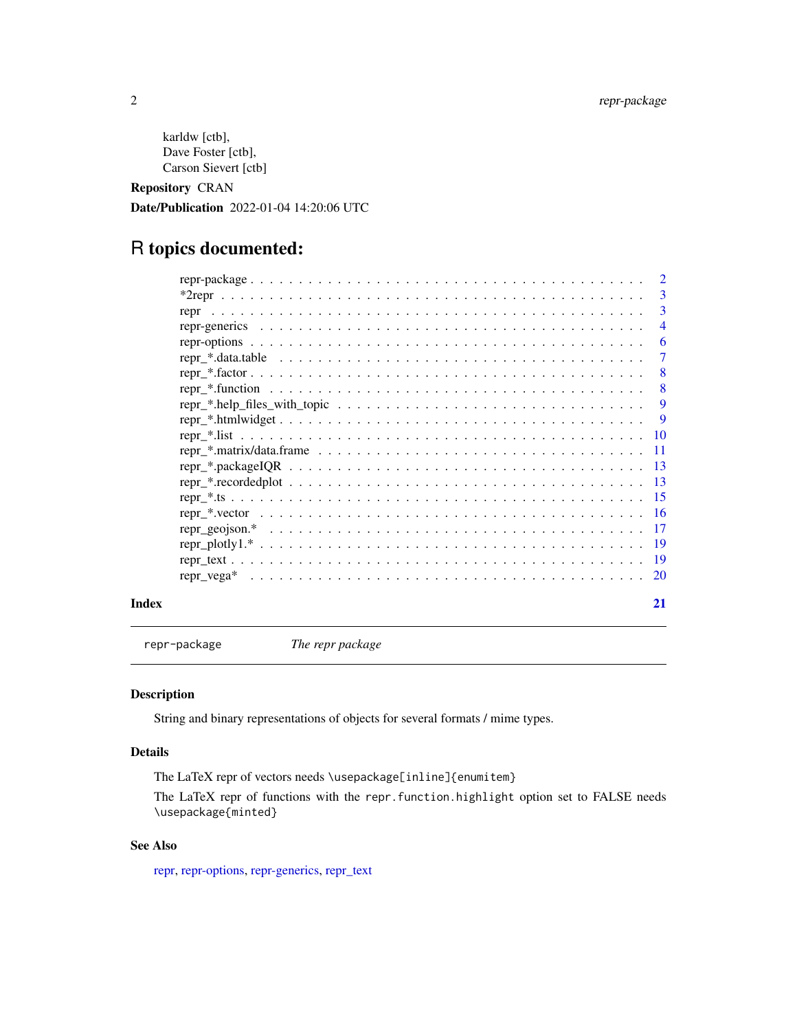karldw [ctb],
Dave Foster [ctb],
Carson Sievert [ctb]

**Repository** CRAN

**Date/Publication** 2022-01-04 14:20:06 UTC

# R topics documented:

| | |
|---|---|
| repr-package | 2 |
| *2repr | 3 |
| repr | 3 |
| repr-generics | 4 |
| repr-options | 6 |
| repr_*.data.table | 7 |
| repr_*.factor | 8 |
| repr_*.function | 8 |
| repr_*.help_files_with_topic | 9 |
| repr_*.htmlwidget | 9 |
| repr_*.list | 10 |
| repr_*.matrix/data.frame | 11 |
| repr_*.packageIQR | 13 |
| repr_*.recordedplot | 13 |
| repr_*.ts | 15 |
| repr_*.vector | 16 |
| repr_geojson.* | 17 |
| repr_plotly1.* | 19 |
| repr_text | 19 |
| repr_vega* | 20 |

**Index** **21**

---

`repr-package` *The repr package*

---

### Description

String and binary representations of objects for several formats / mime types.

### Details

The LaTeX repr of vectors needs `\usepackage[inline]{enumitem}`

The LaTeX repr of functions with the `repr.function.highlight` option set to FALSE needs `\usepackage{minted}`

### See Also

repr, repr-options, repr-generics, repr_text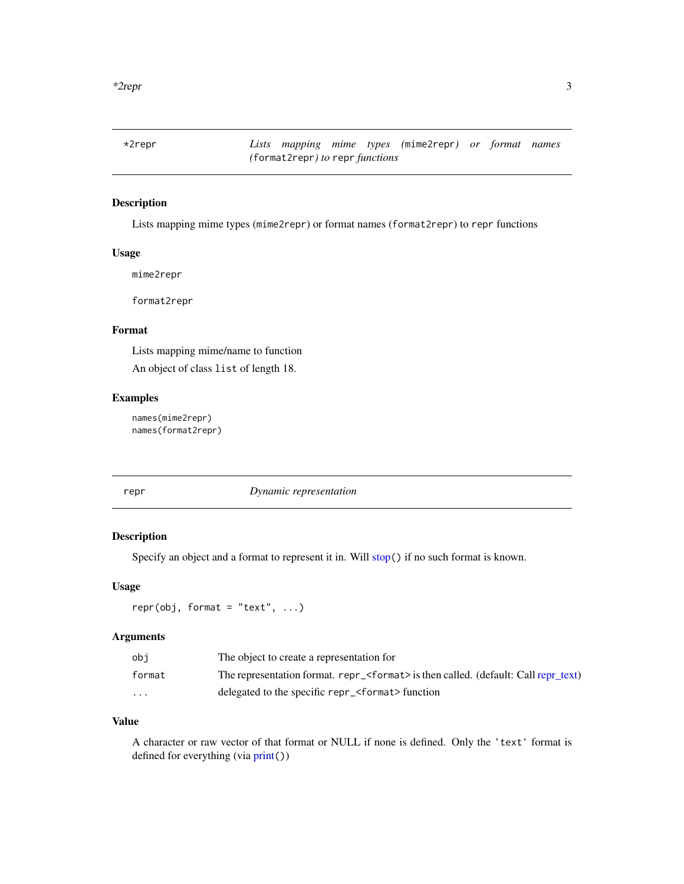## *2repr — *Lists mapping mime types (`mime2repr`) or format names (`format2repr`) to `repr` functions*

### Description

Lists mapping mime types (`mime2repr`) or format names (`format2repr`) to `repr` functions

### Usage

```
mime2repr

format2repr
```

### Format

Lists mapping mime/name to function

An object of class `list` of length 18.

### Examples

```
names(mime2repr)
names(format2repr)
```

## repr — *Dynamic representation*

### Description

Specify an object and a format to represent it in. Will `stop()` if no such format is known.

### Usage

```
repr(obj, format = "text", ...)
```

### Arguments

| | |
|---|---|
| `obj` | The object to create a representation for |
| `format` | The representation format. `repr_<format>` is then called. (default: Call repr_text) |
| `...` | delegated to the specific `repr_<format>` function |

### Value

A character or raw vector of that format or NULL if none is defined. Only the `'text'` format is defined for everything (via `print()`)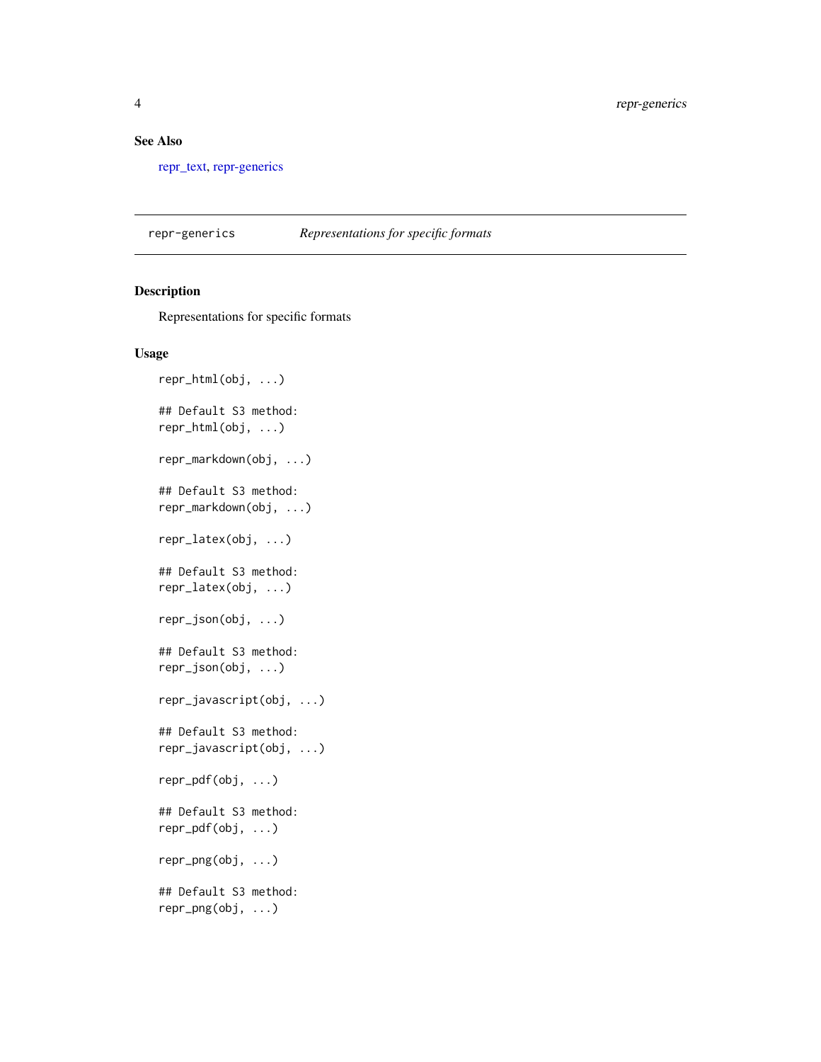### See Also

repr_text, repr-generics

## repr-generics *Representations for specific formats*

### Description

Representations for specific formats

### Usage

```
repr_html(obj, ...)

## Default S3 method:
repr_html(obj, ...)

repr_markdown(obj, ...)

## Default S3 method:
repr_markdown(obj, ...)

repr_latex(obj, ...)

## Default S3 method:
repr_latex(obj, ...)

repr_json(obj, ...)

## Default S3 method:
repr_json(obj, ...)

repr_javascript(obj, ...)

## Default S3 method:
repr_javascript(obj, ...)

repr_pdf(obj, ...)

## Default S3 method:
repr_pdf(obj, ...)

repr_png(obj, ...)

## Default S3 method:
repr_png(obj, ...)
```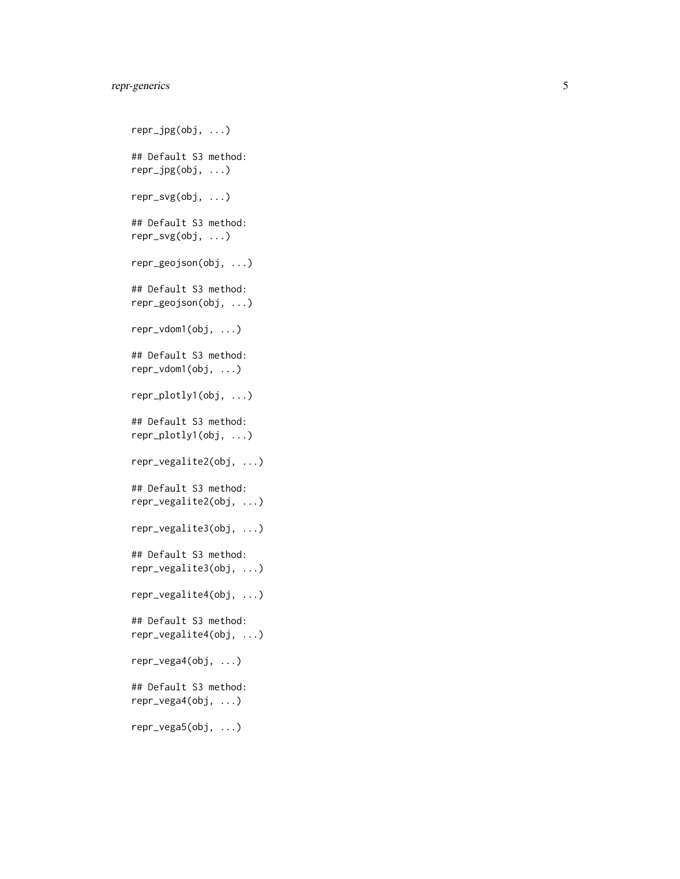```
repr_jpg(obj, ...)

## Default S3 method:
repr_jpg(obj, ...)

repr_svg(obj, ...)

## Default S3 method:
repr_svg(obj, ...)

repr_geojson(obj, ...)

## Default S3 method:
repr_geojson(obj, ...)

repr_vdom1(obj, ...)

## Default S3 method:
repr_vdom1(obj, ...)

repr_plotly1(obj, ...)

## Default S3 method:
repr_plotly1(obj, ...)

repr_vegalite2(obj, ...)

## Default S3 method:
repr_vegalite2(obj, ...)

repr_vegalite3(obj, ...)

## Default S3 method:
repr_vegalite3(obj, ...)

repr_vegalite4(obj, ...)

## Default S3 method:
repr_vegalite4(obj, ...)

repr_vega4(obj, ...)

## Default S3 method:
repr_vega4(obj, ...)

repr_vega5(obj, ...)
```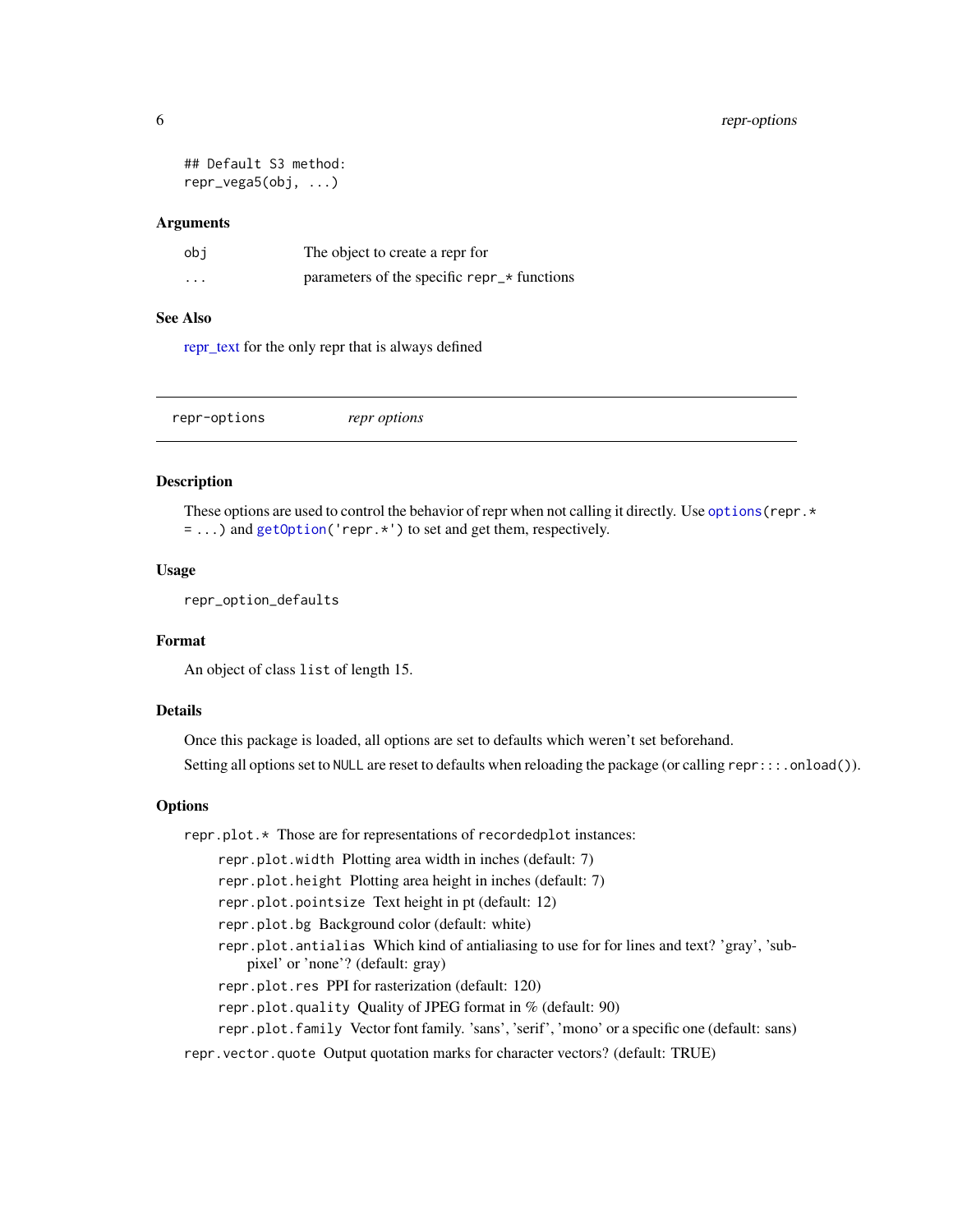```
## Default S3 method:
repr_vega5(obj, ...)
```

### Arguments

| | |
|---|---|
| `obj` | The object to create a repr for |
| `...` | parameters of the specific `repr_*` functions |

### See Also

repr_text for the only repr that is always defined

---

## repr-options — *repr options*

### Description

These options are used to control the behavior of repr when not calling it directly. Use `options(repr.* = ...)` and `getOption('repr.*')` to set and get them, respectively.

### Usage

```
repr_option_defaults
```

### Format

An object of class `list` of length 15.

### Details

Once this package is loaded, all options are set to defaults which weren't set beforehand.

Setting all options set to `NULL` are reset to defaults when reloading the package (or calling `repr:::.onload()`).

### Options

`repr.plot.*` Those are for representations of `recordedplot` instances:

- `repr.plot.width` Plotting area width in inches (default: 7)
- `repr.plot.height` Plotting area height in inches (default: 7)
- `repr.plot.pointsize` Text height in pt (default: 12)
- `repr.plot.bg` Background color (default: white)
- `repr.plot.antialias` Which kind of antialiasing to use for for lines and text? 'gray', 'subpixel' or 'none'? (default: gray)
- `repr.plot.res` PPI for rasterization (default: 120)
- `repr.plot.quality` Quality of JPEG format in % (default: 90)
- `repr.plot.family` Vector font family. 'sans', 'serif', 'mono' or a specific one (default: sans)

`repr.vector.quote` Output quotation marks for character vectors? (default: TRUE)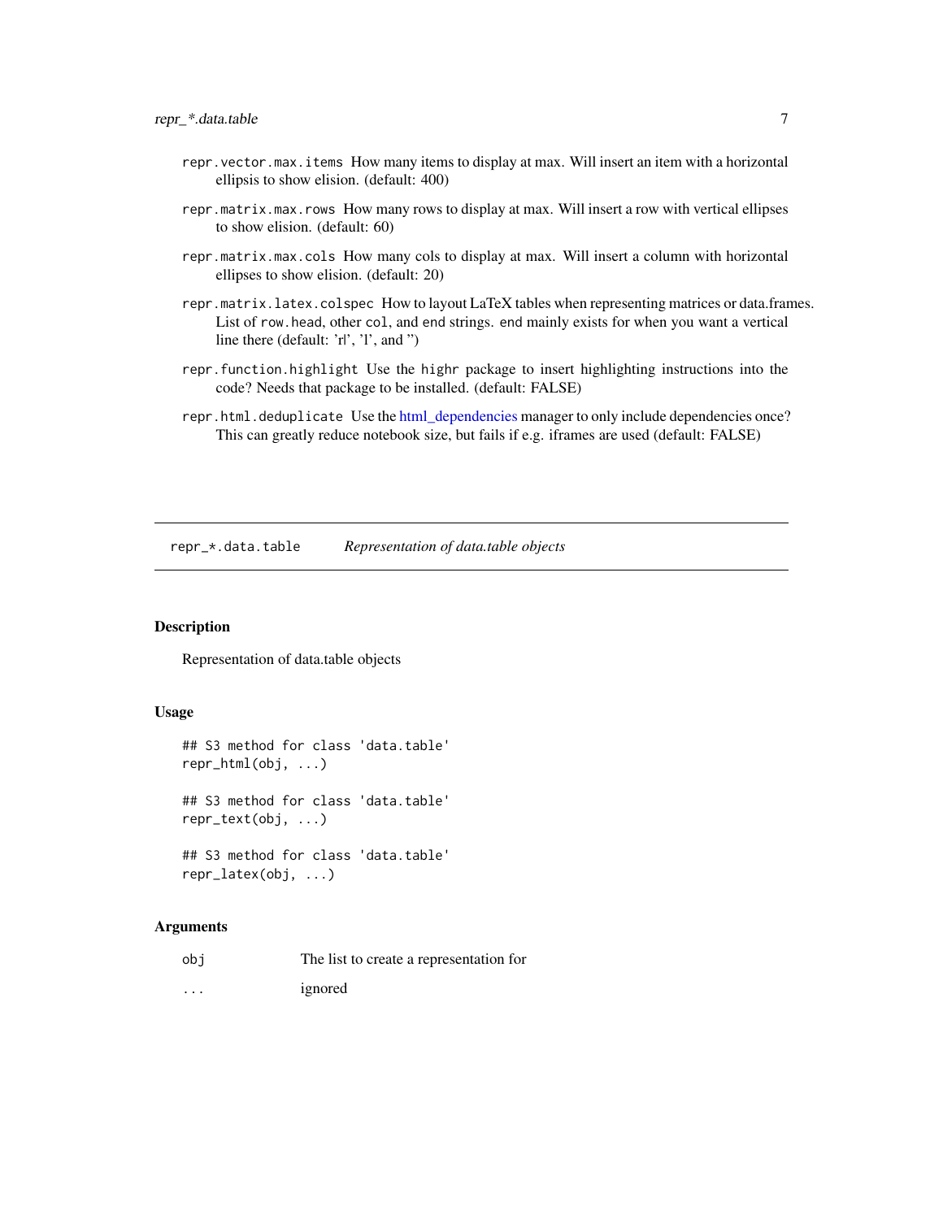`repr.vector.max.items` How many items to display at max. Will insert an item with a horizontal ellipsis to show elision. (default: 400)

`repr.matrix.max.rows` How many rows to display at max. Will insert a row with vertical ellipses to show elision. (default: 60)

`repr.matrix.max.cols` How many cols to display at max. Will insert a column with horizontal ellipses to show elision. (default: 20)

`repr.matrix.latex.colspec` How to layout LaTeX tables when representing matrices or data.frames. List of `row.head`, other `col`, and `end` strings. `end` mainly exists for when you want a vertical line there (default: 'r|', 'l', and '')

`repr.function.highlight` Use the `highr` package to insert highlighting instructions into the code? Needs that package to be installed. (default: FALSE)

`repr.html.deduplicate` Use the html_dependencies manager to only include dependencies once? This can greatly reduce notebook size, but fails if e.g. iframes are used (default: FALSE)

---

`repr_*.data.table` *Representation of data.table objects*

---

## Description

Representation of data.table objects

## Usage

```
## S3 method for class 'data.table'
repr_html(obj, ...)

## S3 method for class 'data.table'
repr_text(obj, ...)

## S3 method for class 'data.table'
repr_latex(obj, ...)
```

## Arguments

| | |
|---|---|
| `obj` | The list to create a representation for |
| `...` | ignored |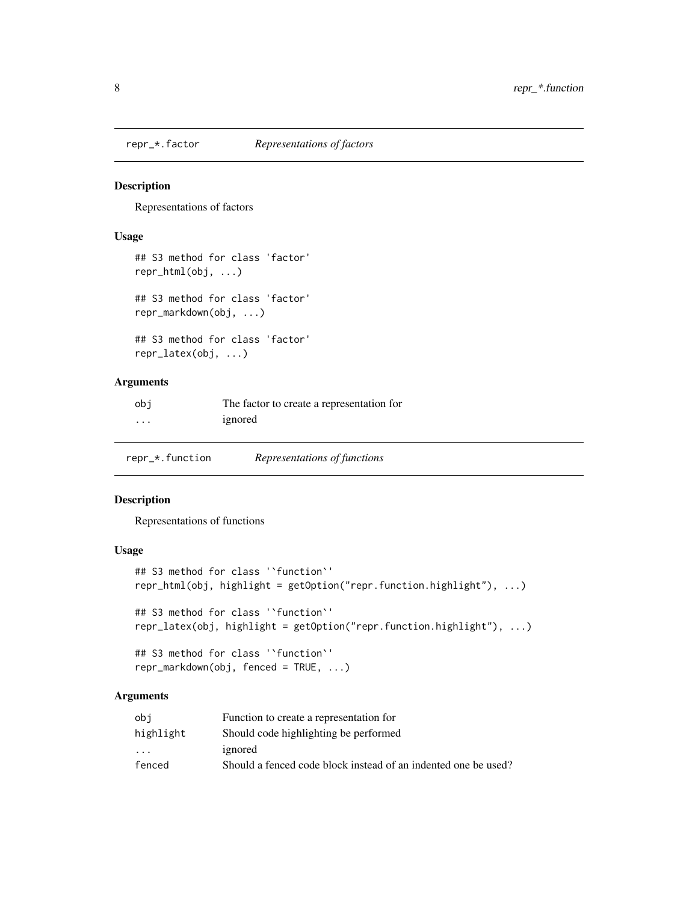## repr_*.factor — *Representations of factors*

### Description

Representations of factors

### Usage

```
## S3 method for class 'factor'
repr_html(obj, ...)

## S3 method for class 'factor'
repr_markdown(obj, ...)

## S3 method for class 'factor'
repr_latex(obj, ...)
```

### Arguments

| | |
|---|---|
| obj | The factor to create a representation for |
| ... | ignored |

## repr_*.function — *Representations of functions*

### Description

Representations of functions

### Usage

```
## S3 method for class '`function`'
repr_html(obj, highlight = getOption("repr.function.highlight"), ...)

## S3 method for class '`function`'
repr_latex(obj, highlight = getOption("repr.function.highlight"), ...)

## S3 method for class '`function`'
repr_markdown(obj, fenced = TRUE, ...)
```

### Arguments

| | |
|---|---|
| obj | Function to create a representation for |
| highlight | Should code highlighting be performed |
| ... | ignored |
| fenced | Should a fenced code block instead of an indented one be used? |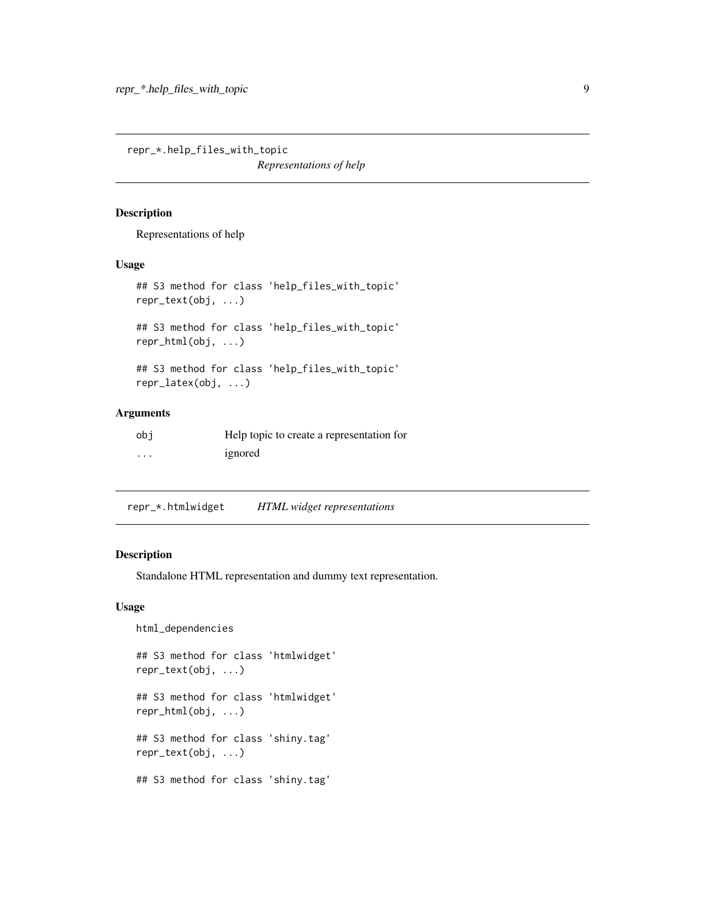## repr_*.help_files_with_topic — *Representations of help*

### Description

Representations of help

### Usage

```
## S3 method for class 'help_files_with_topic'
repr_text(obj, ...)

## S3 method for class 'help_files_with_topic'
repr_html(obj, ...)

## S3 method for class 'help_files_with_topic'
repr_latex(obj, ...)
```

### Arguments

| | |
|---|---|
| `obj` | Help topic to create a representation for |
| `...` | ignored |

## repr_*.htmlwidget — *HTML widget representations*

### Description

Standalone HTML representation and dummy text representation.

### Usage

```
html_dependencies

## S3 method for class 'htmlwidget'
repr_text(obj, ...)

## S3 method for class 'htmlwidget'
repr_html(obj, ...)

## S3 method for class 'shiny.tag'
repr_text(obj, ...)

## S3 method for class 'shiny.tag'
```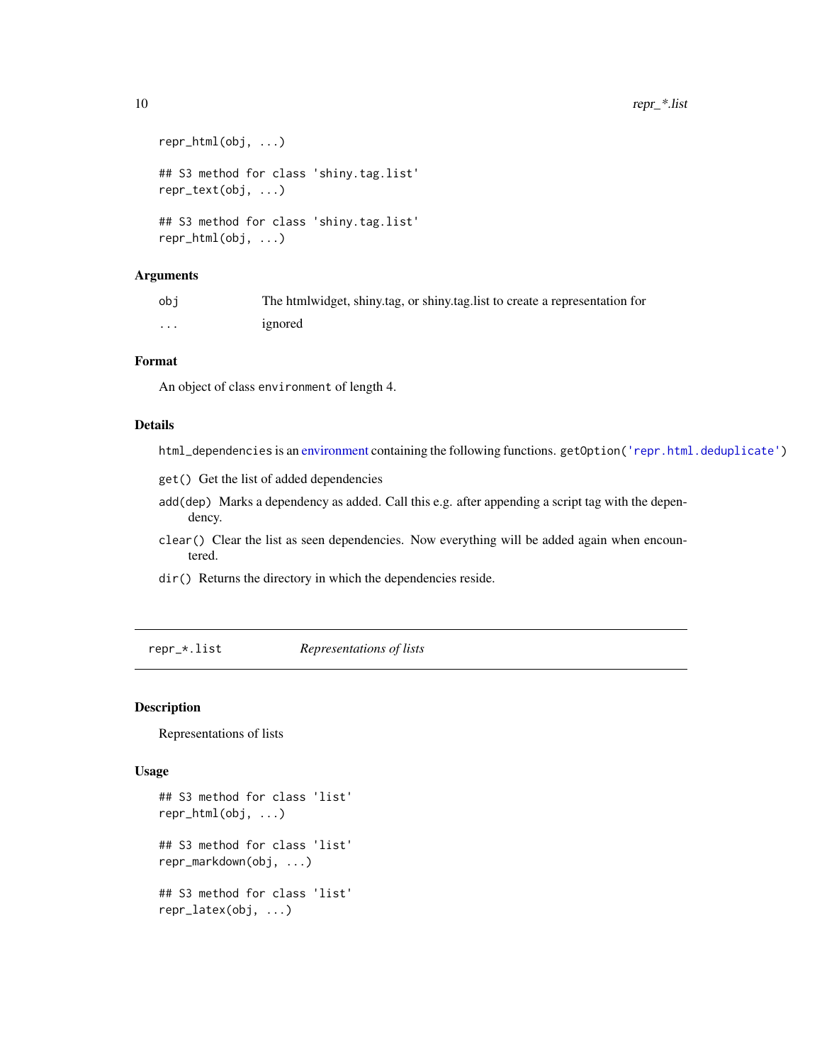```
repr_html(obj, ...)

## S3 method for class 'shiny.tag.list'
repr_text(obj, ...)

## S3 method for class 'shiny.tag.list'
repr_html(obj, ...)
```

## Arguments

| | |
|---|---|
| obj | The htmlwidget, shiny.tag, or shiny.tag.list to create a representation for |
| ... | ignored |

## Format

An object of class `environment` of length 4.

## Details

`html_dependencies` is an environment containing the following functions. `getOption('repr.html.deduplicate')`

`get()` Get the list of added dependencies

`add(dep)` Marks a dependency as added. Call this e.g. after appending a script tag with the dependency.

`clear()` Clear the list as seen dependencies. Now everything will be added again when encountered.

`dir()` Returns the directory in which the dependencies reside.

---

# repr_*.list — *Representations of lists*

## Description

Representations of lists

## Usage

```
## S3 method for class 'list'
repr_html(obj, ...)

## S3 method for class 'list'
repr_markdown(obj, ...)

## S3 method for class 'list'
repr_latex(obj, ...)
```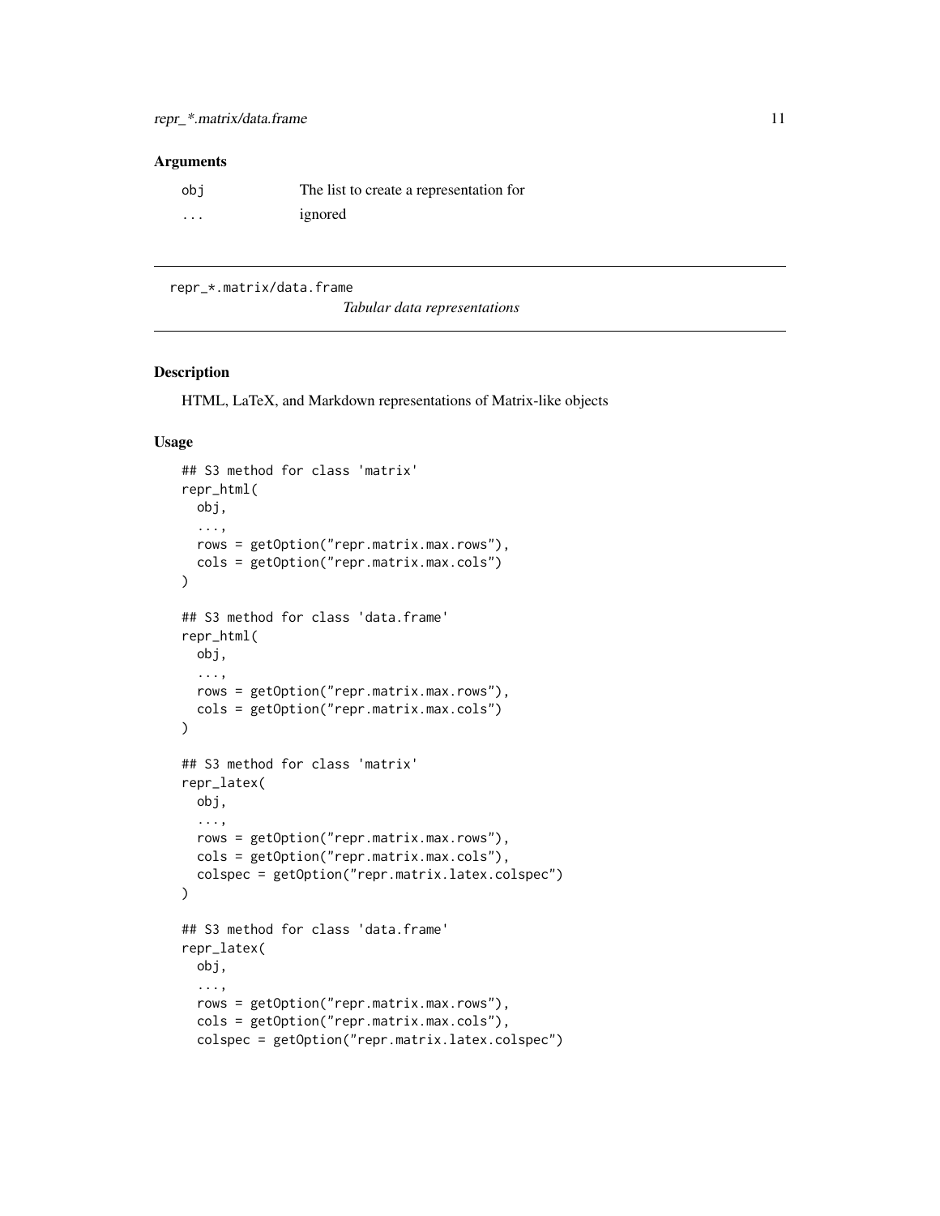## Arguments

| | |
|---|---|
| obj | The list to create a representation for |
| ... | ignored |

---

repr_*.matrix/data.frame

*Tabular data representations*

---

## Description

HTML, LaTeX, and Markdown representations of Matrix-like objects

## Usage

```
## S3 method for class 'matrix'
repr_html(
  obj,
  ...,
  rows = getOption("repr.matrix.max.rows"),
  cols = getOption("repr.matrix.max.cols")
)

## S3 method for class 'data.frame'
repr_html(
  obj,
  ...,
  rows = getOption("repr.matrix.max.rows"),
  cols = getOption("repr.matrix.max.cols")
)

## S3 method for class 'matrix'
repr_latex(
  obj,
  ...,
  rows = getOption("repr.matrix.max.rows"),
  cols = getOption("repr.matrix.max.cols"),
  colspec = getOption("repr.matrix.latex.colspec")
)

## S3 method for class 'data.frame'
repr_latex(
  obj,
  ...,
  rows = getOption("repr.matrix.max.rows"),
  cols = getOption("repr.matrix.max.cols"),
  colspec = getOption("repr.matrix.latex.colspec")
```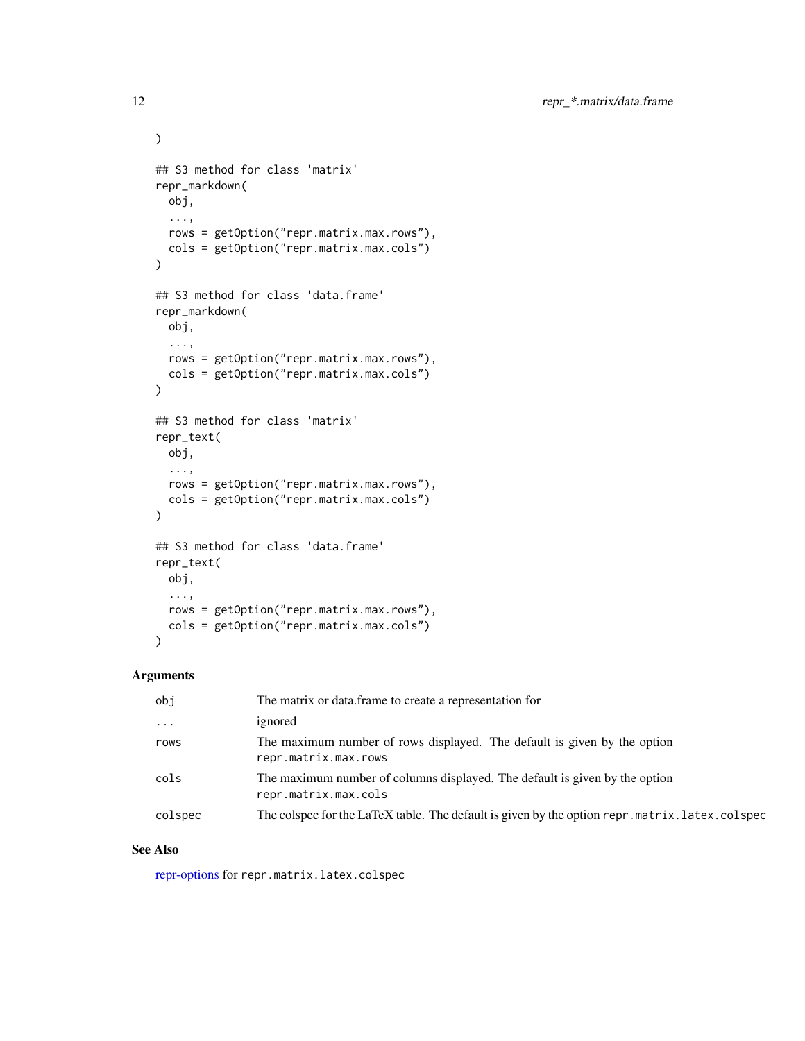```
)

## S3 method for class 'matrix'
repr_markdown(
  obj,
  ...,
  rows = getOption("repr.matrix.max.rows"),
  cols = getOption("repr.matrix.max.cols")
)

## S3 method for class 'data.frame'
repr_markdown(
  obj,
  ...,
  rows = getOption("repr.matrix.max.rows"),
  cols = getOption("repr.matrix.max.cols")
)

## S3 method for class 'matrix'
repr_text(
  obj,
  ...,
  rows = getOption("repr.matrix.max.rows"),
  cols = getOption("repr.matrix.max.cols")
)

## S3 method for class 'data.frame'
repr_text(
  obj,
  ...,
  rows = getOption("repr.matrix.max.rows"),
  cols = getOption("repr.matrix.max.cols")
)
```

### Arguments

| | |
|---|---|
| `obj` | The matrix or data.frame to create a representation for |
| `...` | ignored |
| `rows` | The maximum number of rows displayed. The default is given by the option `repr.matrix.max.rows` |
| `cols` | The maximum number of columns displayed. The default is given by the option `repr.matrix.max.cols` |
| `colspec` | The colspec for the LaTeX table. The default is given by the option `repr.matrix.latex.colspec` |

### See Also

repr-options for `repr.matrix.latex.colspec`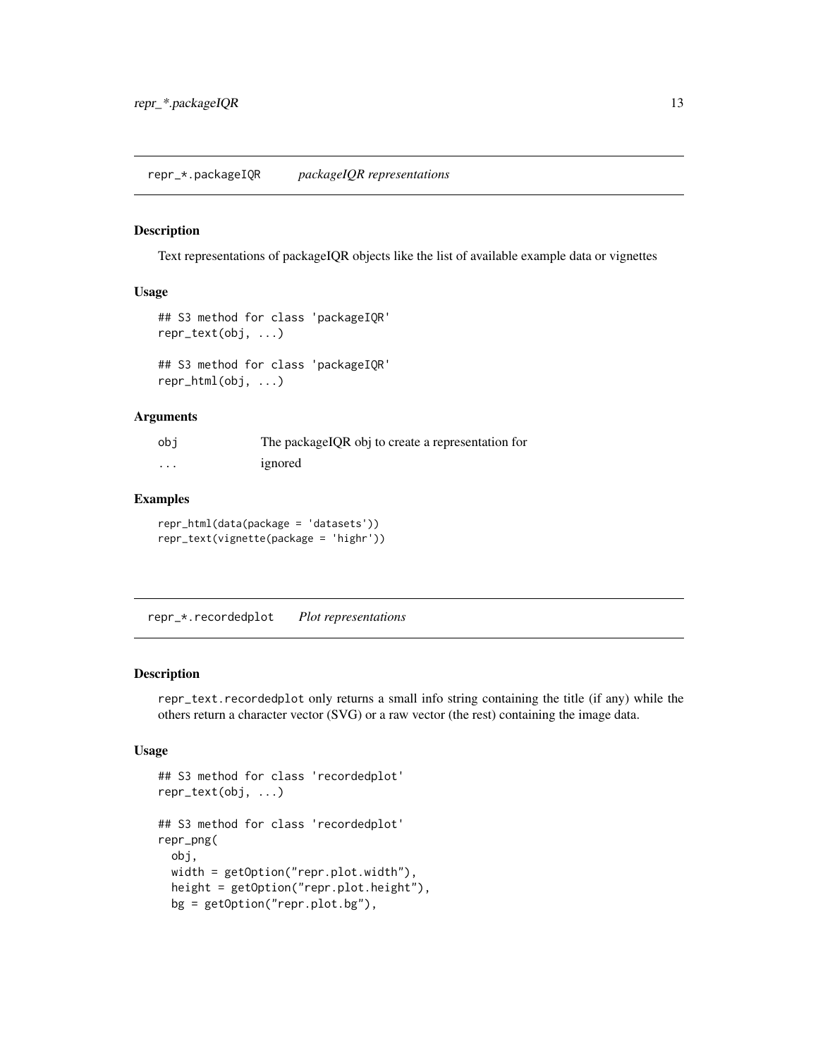## repr_*.packageIQR — *packageIQR representations*

### Description

Text representations of packageIQR objects like the list of available example data or vignettes

### Usage

```
## S3 method for class 'packageIQR'
repr_text(obj, ...)

## S3 method for class 'packageIQR'
repr_html(obj, ...)
```

### Arguments

| | |
|---|---|
| obj | The packageIQR obj to create a representation for |
| ... | ignored |

### Examples

```
repr_html(data(package = 'datasets'))
repr_text(vignette(package = 'highr'))
```

## repr_*.recordedplot — *Plot representations*

### Description

repr_text.recordedplot only returns a small info string containing the title (if any) while the others return a character vector (SVG) or a raw vector (the rest) containing the image data.

### Usage

```
## S3 method for class 'recordedplot'
repr_text(obj, ...)

## S3 method for class 'recordedplot'
repr_png(
  obj,
  width = getOption("repr.plot.width"),
  height = getOption("repr.plot.height"),
  bg = getOption("repr.plot.bg"),
```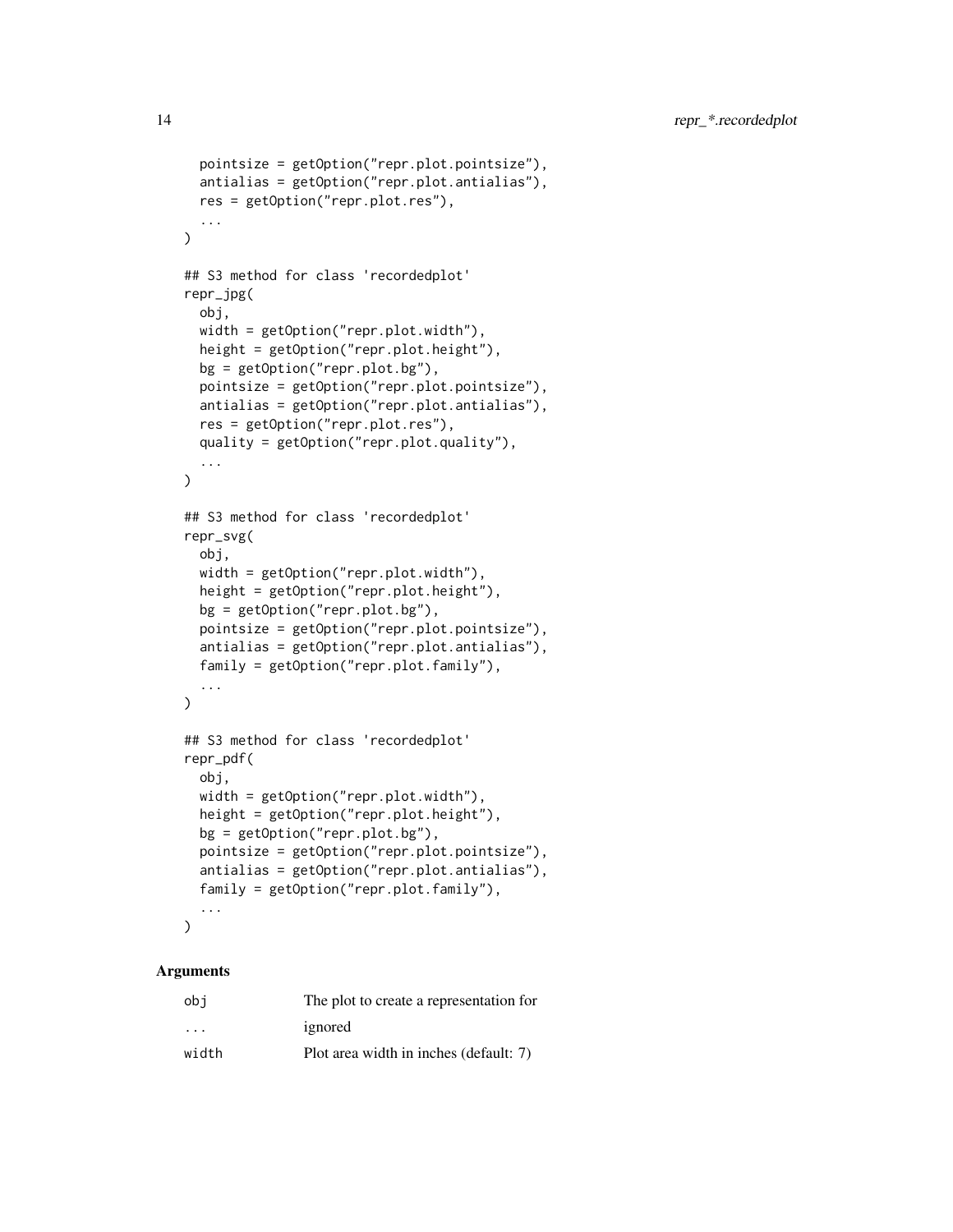```
  pointsize = getOption("repr.plot.pointsize"),
  antialias = getOption("repr.plot.antialias"),
  res = getOption("repr.plot.res"),
  ...
)

## S3 method for class 'recordedplot'
repr_jpg(
  obj,
  width = getOption("repr.plot.width"),
  height = getOption("repr.plot.height"),
  bg = getOption("repr.plot.bg"),
  pointsize = getOption("repr.plot.pointsize"),
  antialias = getOption("repr.plot.antialias"),
  res = getOption("repr.plot.res"),
  quality = getOption("repr.plot.quality"),
  ...
)

## S3 method for class 'recordedplot'
repr_svg(
  obj,
  width = getOption("repr.plot.width"),
  height = getOption("repr.plot.height"),
  bg = getOption("repr.plot.bg"),
  pointsize = getOption("repr.plot.pointsize"),
  antialias = getOption("repr.plot.antialias"),
  family = getOption("repr.plot.family"),
  ...
)

## S3 method for class 'recordedplot'
repr_pdf(
  obj,
  width = getOption("repr.plot.width"),
  height = getOption("repr.plot.height"),
  bg = getOption("repr.plot.bg"),
  pointsize = getOption("repr.plot.pointsize"),
  antialias = getOption("repr.plot.antialias"),
  family = getOption("repr.plot.family"),
  ...
)
```

## Arguments

| | |
|---|---|
| obj | The plot to create a representation for |
| ... | ignored |
| width | Plot area width in inches (default: 7) |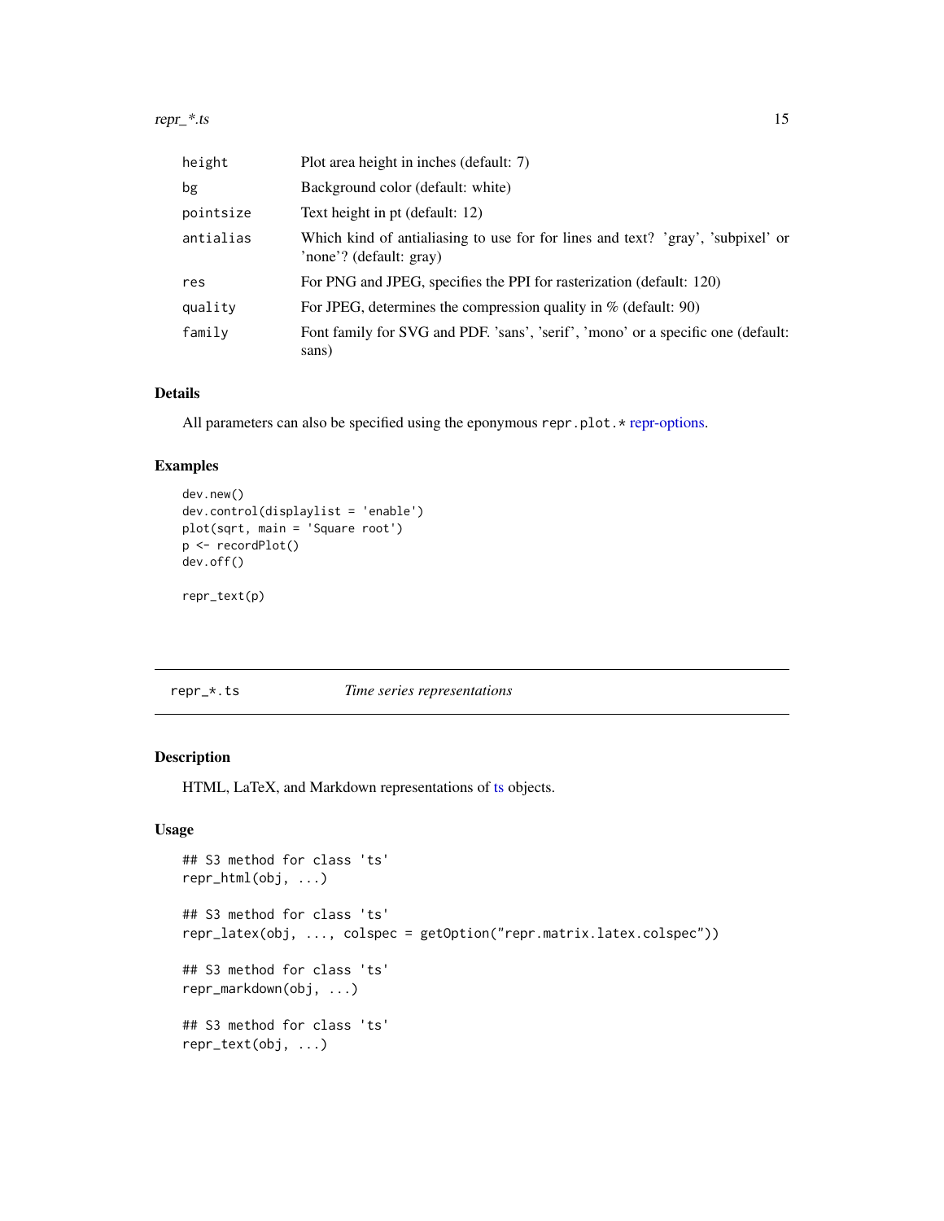| | |
|---|---|
| `height` | Plot area height in inches (default: 7) |
| `bg` | Background color (default: white) |
| `pointsize` | Text height in pt (default: 12) |
| `antialias` | Which kind of antialiasing to use for for lines and text? 'gray', 'subpixel' or 'none'? (default: gray) |
| `res` | For PNG and JPEG, specifies the PPI for rasterization (default: 120) |
| `quality` | For JPEG, determines the compression quality in % (default: 90) |
| `family` | Font family for SVG and PDF. 'sans', 'serif', 'mono' or a specific one (default: sans) |

### Details

All parameters can also be specified using the eponymous `repr.plot.*` repr-options.

### Examples

```
dev.new()
dev.control(displaylist = 'enable')
plot(sqrt, main = 'Square root')
p <- recordPlot()
dev.off()

repr_text(p)
```

---

## `repr_*.ts` *Time series representations*

---

### Description

HTML, LaTeX, and Markdown representations of ts objects.

### Usage

```
## S3 method for class 'ts'
repr_html(obj, ...)

## S3 method for class 'ts'
repr_latex(obj, ..., colspec = getOption("repr.matrix.latex.colspec"))

## S3 method for class 'ts'
repr_markdown(obj, ...)

## S3 method for class 'ts'
repr_text(obj, ...)
```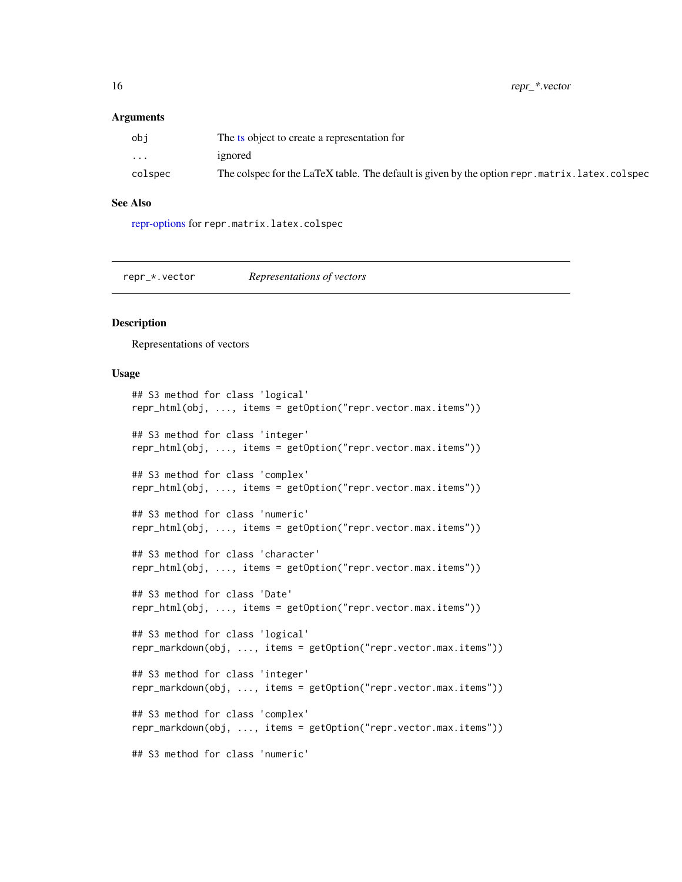### Arguments

| | |
|---|---|
| obj | The ts object to create a representation for |
| ... | ignored |
| colspec | The colspec for the LaTeX table. The default is given by the option `repr.matrix.latex.colspec` |

### See Also

repr-options for `repr.matrix.latex.colspec`

---

## repr_*.vector — *Representations of vectors*

### Description

Representations of vectors

### Usage

```
## S3 method for class 'logical'
repr_html(obj, ..., items = getOption("repr.vector.max.items"))

## S3 method for class 'integer'
repr_html(obj, ..., items = getOption("repr.vector.max.items"))

## S3 method for class 'complex'
repr_html(obj, ..., items = getOption("repr.vector.max.items"))

## S3 method for class 'numeric'
repr_html(obj, ..., items = getOption("repr.vector.max.items"))

## S3 method for class 'character'
repr_html(obj, ..., items = getOption("repr.vector.max.items"))

## S3 method for class 'Date'
repr_html(obj, ..., items = getOption("repr.vector.max.items"))

## S3 method for class 'logical'
repr_markdown(obj, ..., items = getOption("repr.vector.max.items"))

## S3 method for class 'integer'
repr_markdown(obj, ..., items = getOption("repr.vector.max.items"))

## S3 method for class 'complex'
repr_markdown(obj, ..., items = getOption("repr.vector.max.items"))

## S3 method for class 'numeric'
```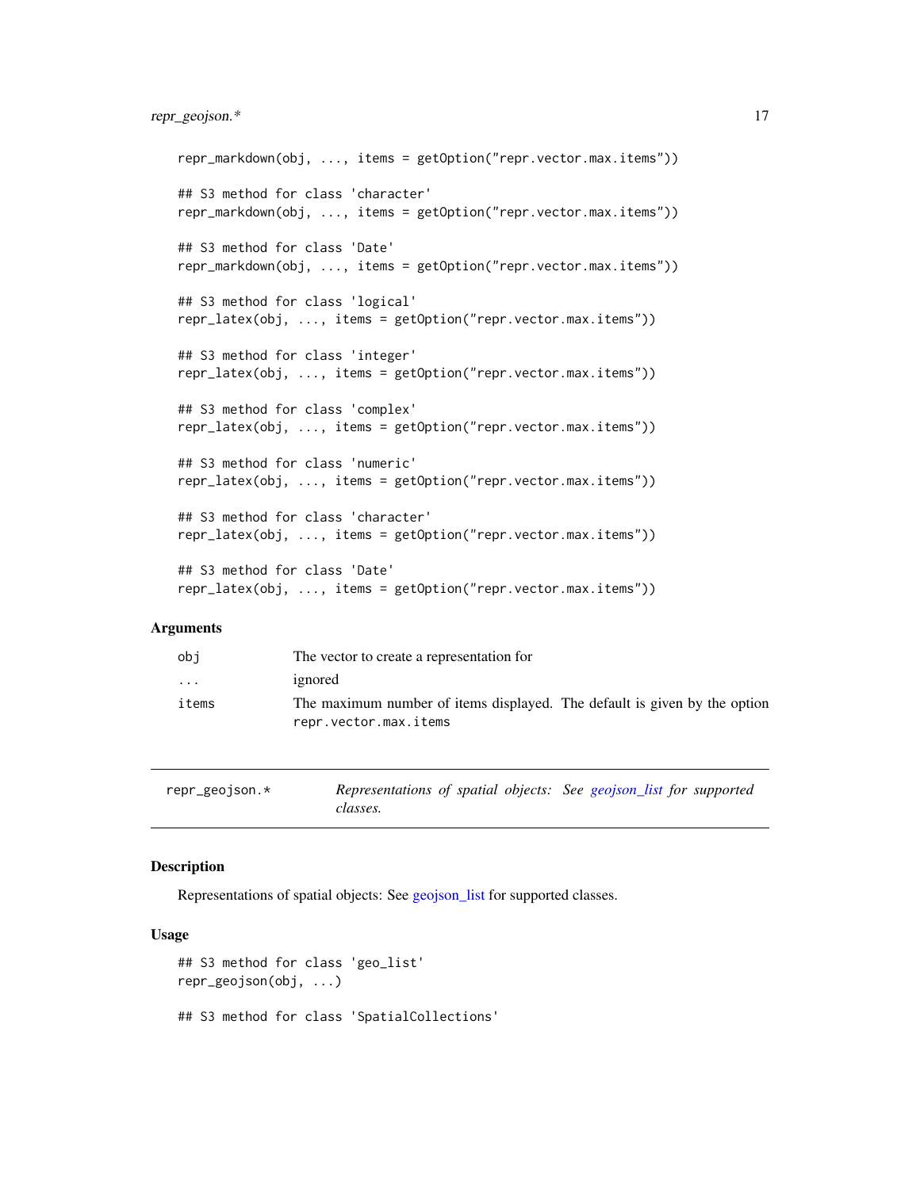```
repr_markdown(obj, ..., items = getOption("repr.vector.max.items"))

## S3 method for class 'character'
repr_markdown(obj, ..., items = getOption("repr.vector.max.items"))

## S3 method for class 'Date'
repr_markdown(obj, ..., items = getOption("repr.vector.max.items"))

## S3 method for class 'logical'
repr_latex(obj, ..., items = getOption("repr.vector.max.items"))

## S3 method for class 'integer'
repr_latex(obj, ..., items = getOption("repr.vector.max.items"))

## S3 method for class 'complex'
repr_latex(obj, ..., items = getOption("repr.vector.max.items"))

## S3 method for class 'numeric'
repr_latex(obj, ..., items = getOption("repr.vector.max.items"))

## S3 method for class 'character'
repr_latex(obj, ..., items = getOption("repr.vector.max.items"))

## S3 method for class 'Date'
repr_latex(obj, ..., items = getOption("repr.vector.max.items"))
```

### Arguments

| | |
|---|---|
| `obj` | The vector to create a representation for |
| `...` | ignored |
| `items` | The maximum number of items displayed. The default is given by the option `repr.vector.max.items` |

---

## `repr_geojson.*` — *Representations of spatial objects: See geojson_list for supported classes.*

---

### Description

Representations of spatial objects: See geojson_list for supported classes.

### Usage

```
## S3 method for class 'geo_list'
repr_geojson(obj, ...)

## S3 method for class 'SpatialCollections'
```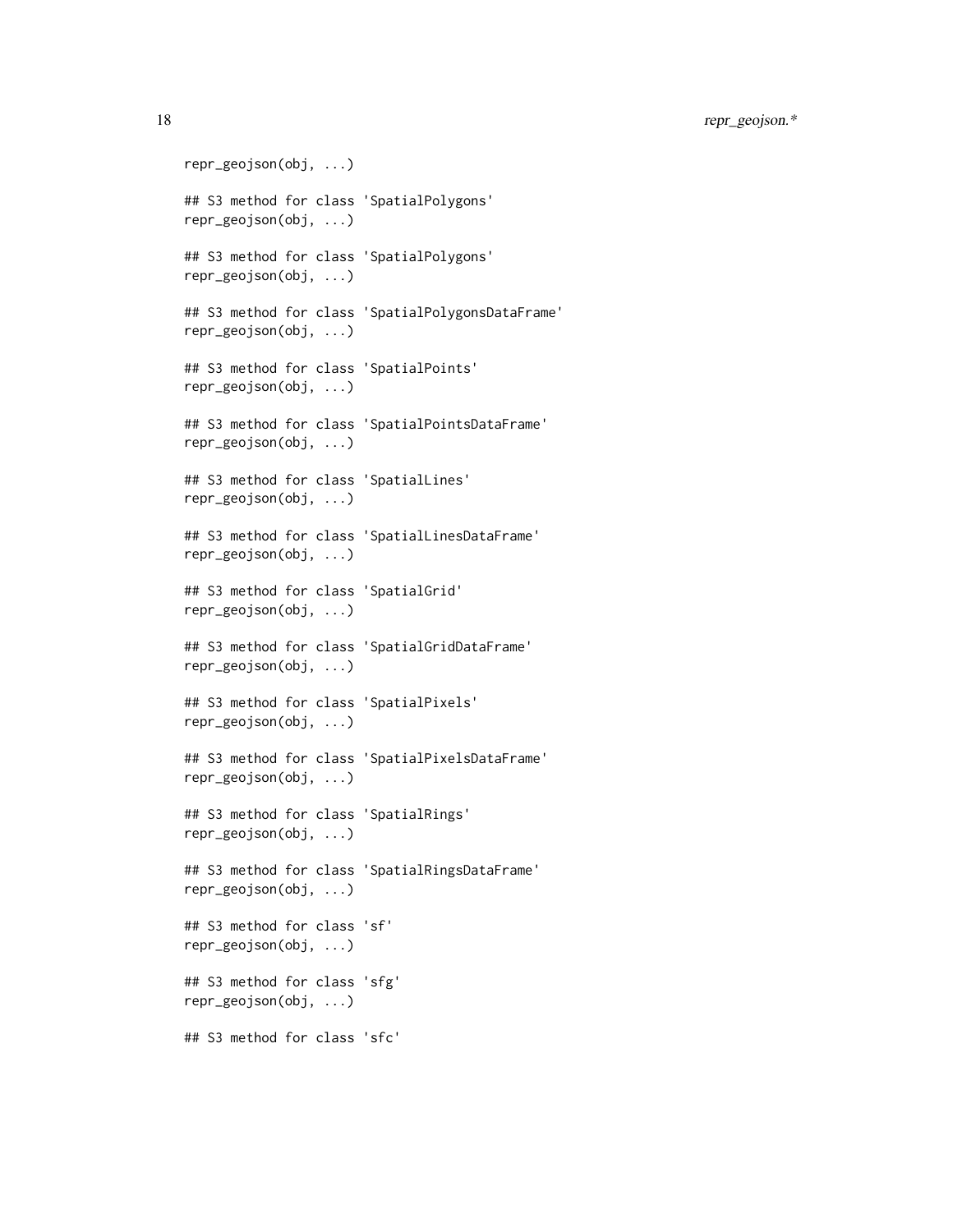```
repr_geojson(obj, ...)

## S3 method for class 'SpatialPolygons'
repr_geojson(obj, ...)

## S3 method for class 'SpatialPolygons'
repr_geojson(obj, ...)

## S3 method for class 'SpatialPolygonsDataFrame'
repr_geojson(obj, ...)

## S3 method for class 'SpatialPoints'
repr_geojson(obj, ...)

## S3 method for class 'SpatialPointsDataFrame'
repr_geojson(obj, ...)

## S3 method for class 'SpatialLines'
repr_geojson(obj, ...)

## S3 method for class 'SpatialLinesDataFrame'
repr_geojson(obj, ...)

## S3 method for class 'SpatialGrid'
repr_geojson(obj, ...)

## S3 method for class 'SpatialGridDataFrame'
repr_geojson(obj, ...)

## S3 method for class 'SpatialPixels'
repr_geojson(obj, ...)

## S3 method for class 'SpatialPixelsDataFrame'
repr_geojson(obj, ...)

## S3 method for class 'SpatialRings'
repr_geojson(obj, ...)

## S3 method for class 'SpatialRingsDataFrame'
repr_geojson(obj, ...)

## S3 method for class 'sf'
repr_geojson(obj, ...)

## S3 method for class 'sfg'
repr_geojson(obj, ...)

## S3 method for class 'sfc'
```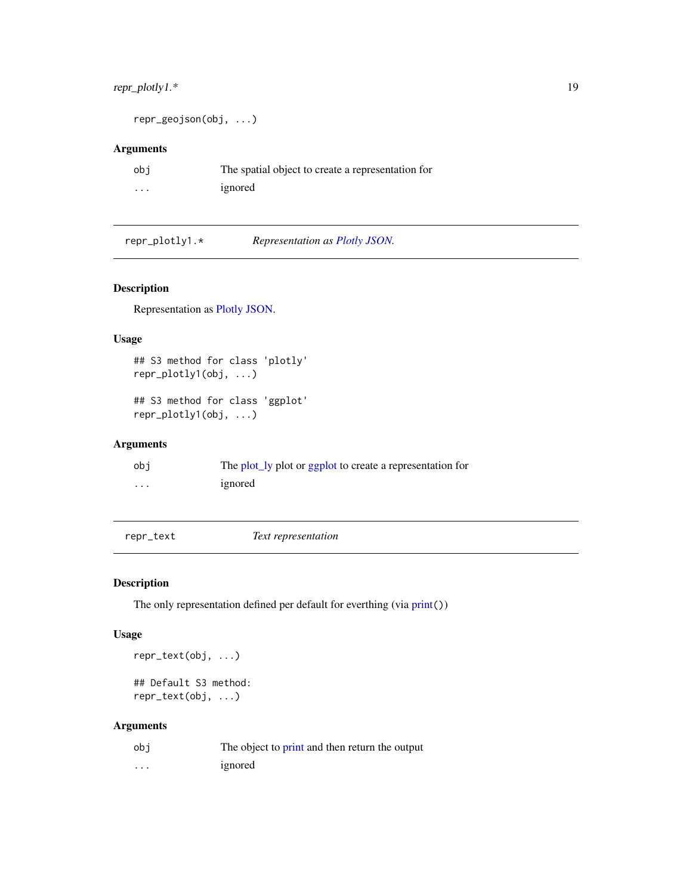```
repr_geojson(obj, ...)
```

### Arguments

| | |
|---|---|
| obj | The spatial object to create a representation for |
| ... | ignored |

---

## repr_plotly1.* — *Representation as Plotly JSON.*

### Description

Representation as Plotly JSON.

### Usage

```
## S3 method for class 'plotly'
repr_plotly1(obj, ...)

## S3 method for class 'ggplot'
repr_plotly1(obj, ...)
```

### Arguments

| | |
|---|---|
| obj | The plot_ly plot or ggplot to create a representation for |
| ... | ignored |

---

## repr_text — *Text representation*

### Description

The only representation defined per default for everthing (via print())

### Usage

```
repr_text(obj, ...)

## Default S3 method:
repr_text(obj, ...)
```

### Arguments

| | |
|---|---|
| obj | The object to print and then return the output |
| ... | ignored |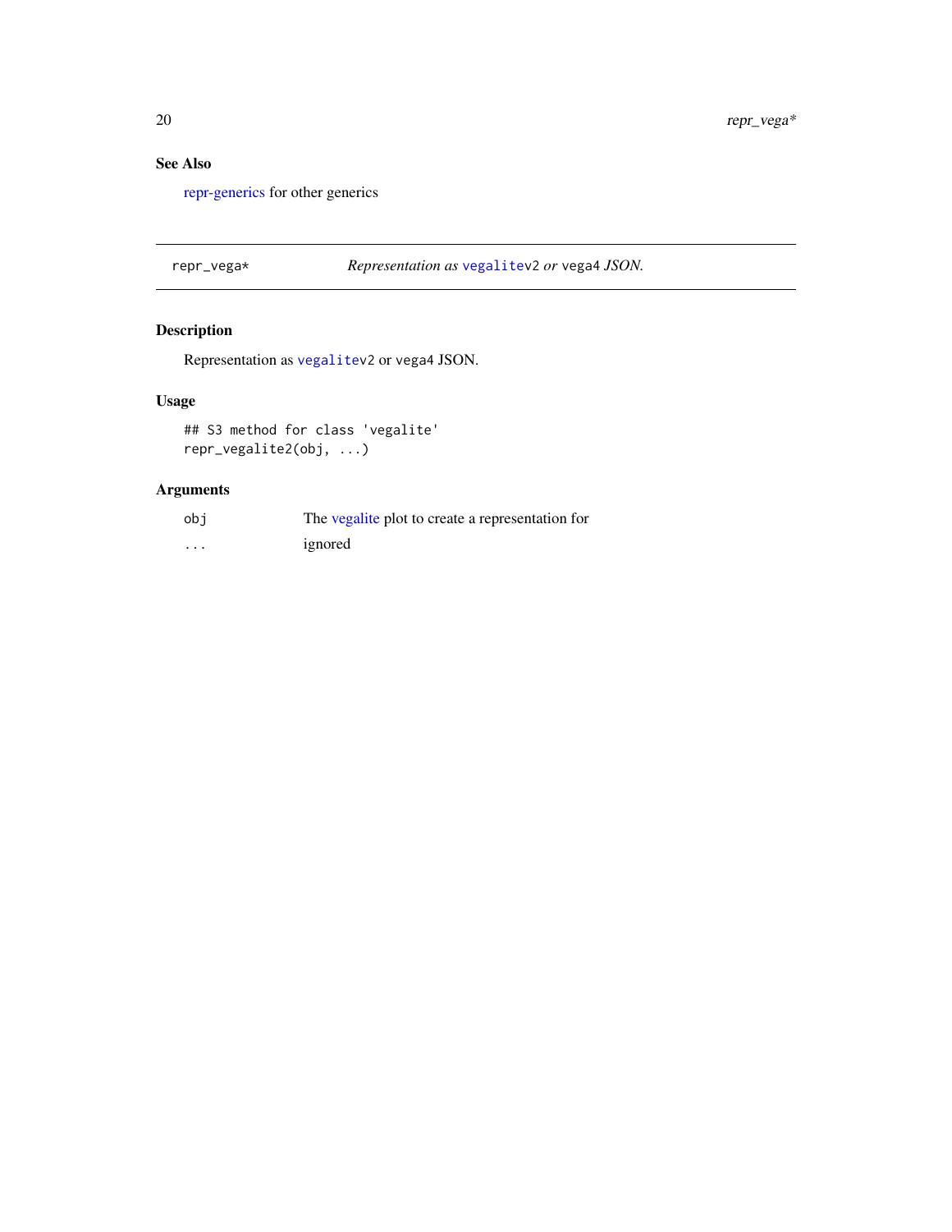### See Also

repr-generics for other generics

---

repr_vega* *Representation as* `vegalite`v2 *or* `vega4` *JSON.*

---

### Description

Representation as `vegalite`v2 or `vega4` JSON.

### Usage

```
## S3 method for class 'vegalite'
repr_vegalite2(obj, ...)
```

### Arguments

| | |
|---|---|
| `obj` | The vegalite plot to create a representation for |
| `...` | ignored |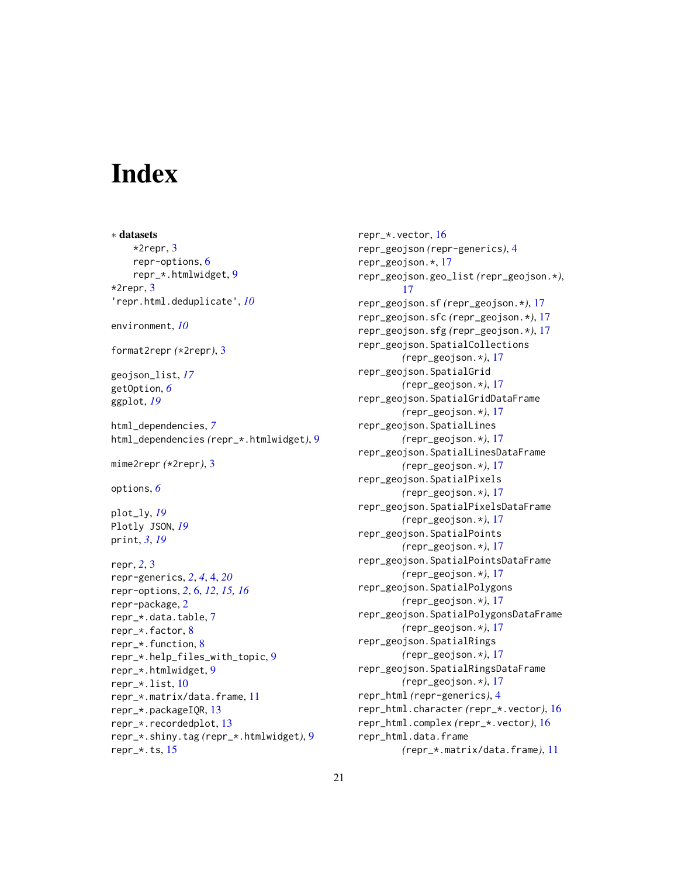# Index

∗ **datasets**
    *2repr, 3
    repr-options, 6
    repr_*.htmlwidget, 9
*2repr, 3
'repr.html.deduplicate', *10*

environment, *10*

format2repr (*2repr), 3

geojson_list, *17*
getOption, *6*
ggplot, *19*

html_dependencies, *7*
html_dependencies (repr_*.htmlwidget), 9

mime2repr (*2repr), 3

options, *6*

plot_ly, *19*
Plotly JSON, *19*
print, *3*, *19*

repr, *2*, 3
repr-generics, *2*, *4*, 4, *20*
repr-options, *2*, 6, *12*, *15*, *16*
repr-package, 2
repr_*.data.table, 7
repr_*.factor, 8
repr_*.function, 8
repr_*.help_files_with_topic, 9
repr_*.htmlwidget, 9
repr_*.list, 10
repr_*.matrix/data.frame, 11
repr_*.packageIQR, 13
repr_*.recordedplot, 13
repr_*.shiny.tag (repr_*.htmlwidget), 9
repr_*.ts, 15
repr_*.vector, 16
repr_geojson (repr-generics), 4
repr_geojson.*, 17
repr_geojson.geo_list (repr_geojson.*), 17
repr_geojson.sf (repr_geojson.*), 17
repr_geojson.sfc (repr_geojson.*), 17
repr_geojson.sfg (repr_geojson.*), 17
repr_geojson.SpatialCollections (repr_geojson.*), 17
repr_geojson.SpatialGrid (repr_geojson.*), 17
repr_geojson.SpatialGridDataFrame (repr_geojson.*), 17
repr_geojson.SpatialLines (repr_geojson.*), 17
repr_geojson.SpatialLinesDataFrame (repr_geojson.*), 17
repr_geojson.SpatialPixels (repr_geojson.*), 17
repr_geojson.SpatialPixelsDataFrame (repr_geojson.*), 17
repr_geojson.SpatialPoints (repr_geojson.*), 17
repr_geojson.SpatialPointsDataFrame (repr_geojson.*), 17
repr_geojson.SpatialPolygons (repr_geojson.*), 17
repr_geojson.SpatialPolygonsDataFrame (repr_geojson.*), 17
repr_geojson.SpatialRings (repr_geojson.*), 17
repr_geojson.SpatialRingsDataFrame (repr_geojson.*), 17
repr_html (repr-generics), 4
repr_html.character (repr_*.vector), 16
repr_html.complex (repr_*.vector), 16
repr_html.data.frame (repr_*.matrix/data.frame), 11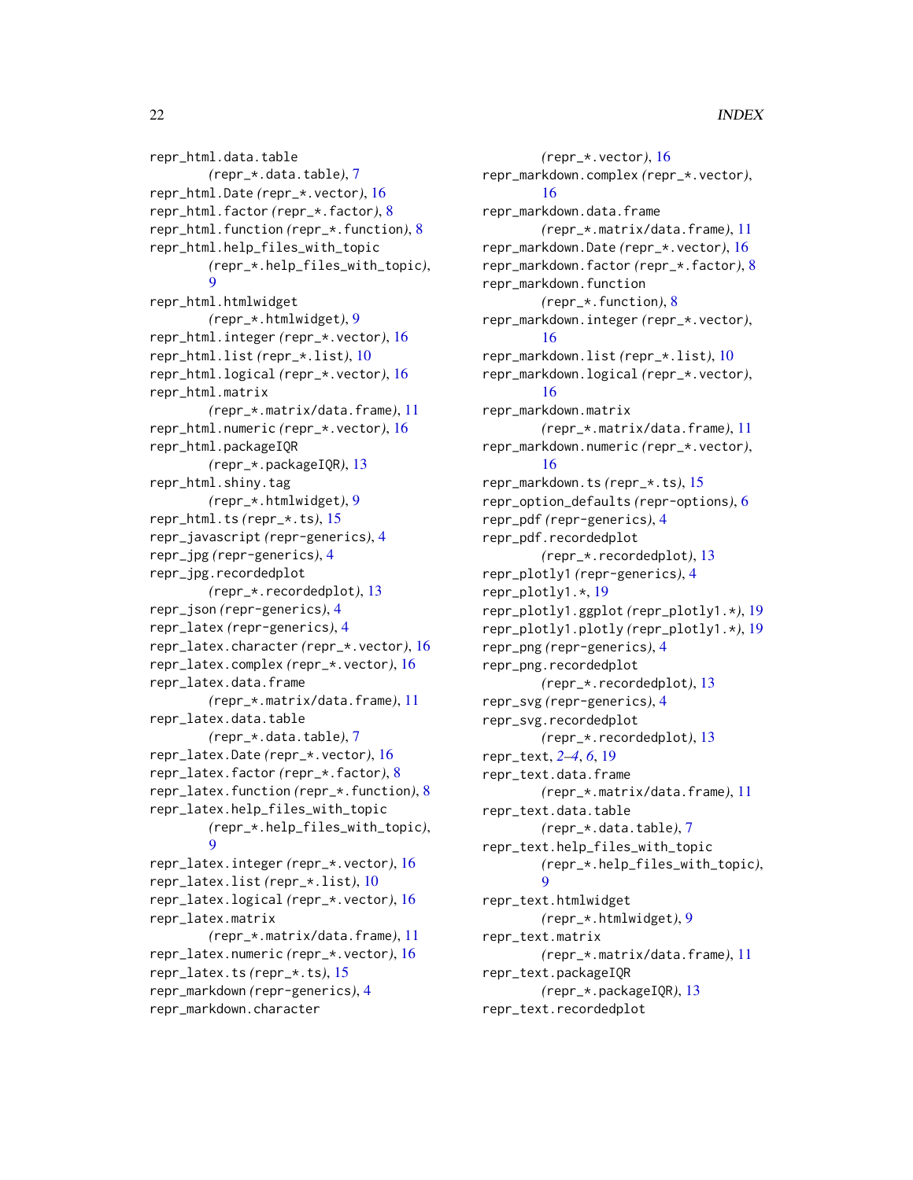repr_html.data.table
*(repr_*.data.table)*, 7
repr_html.Date *(repr_*.vector)*, 16
repr_html.factor *(repr_*.factor)*, 8
repr_html.function *(repr_*.function)*, 8
repr_html.help_files_with_topic
*(repr_*.help_files_with_topic)*, 9
repr_html.htmlwidget
*(repr_*.htmlwidget)*, 9
repr_html.integer *(repr_*.vector)*, 16
repr_html.list *(repr_*.list)*, 10
repr_html.logical *(repr_*.vector)*, 16
repr_html.matrix
*(repr_*.matrix/data.frame)*, 11
repr_html.numeric *(repr_*.vector)*, 16
repr_html.packageIQR
*(repr_*.packageIQR)*, 13
repr_html.shiny.tag
*(repr_*.htmlwidget)*, 9
repr_html.ts *(repr_*.ts)*, 15
repr_javascript *(repr-generics)*, 4
repr_jpg *(repr-generics)*, 4
repr_jpg.recordedplot
*(repr_*.recordedplot)*, 13
repr_json *(repr-generics)*, 4
repr_latex *(repr-generics)*, 4
repr_latex.character *(repr_*.vector)*, 16
repr_latex.complex *(repr_*.vector)*, 16
repr_latex.data.frame
*(repr_*.matrix/data.frame)*, 11
repr_latex.data.table
*(repr_*.data.table)*, 7
repr_latex.Date *(repr_*.vector)*, 16
repr_latex.factor *(repr_*.factor)*, 8
repr_latex.function *(repr_*.function)*, 8
repr_latex.help_files_with_topic
*(repr_*.help_files_with_topic)*, 9
repr_latex.integer *(repr_*.vector)*, 16
repr_latex.list *(repr_*.list)*, 10
repr_latex.logical *(repr_*.vector)*, 16
repr_latex.matrix
*(repr_*.matrix/data.frame)*, 11
repr_latex.numeric *(repr_*.vector)*, 16
repr_latex.ts *(repr_*.ts)*, 15
repr_markdown *(repr-generics)*, 4
repr_markdown.character
*(repr_*.vector)*, 16
repr_markdown.complex *(repr_*.vector)*, 16
repr_markdown.data.frame
*(repr_*.matrix/data.frame)*, 11
repr_markdown.Date *(repr_*.vector)*, 16
repr_markdown.factor *(repr_*.factor)*, 8
repr_markdown.function
*(repr_*.function)*, 8
repr_markdown.integer *(repr_*.vector)*, 16
repr_markdown.list *(repr_*.list)*, 10
repr_markdown.logical *(repr_*.vector)*, 16
repr_markdown.matrix
*(repr_*.matrix/data.frame)*, 11
repr_markdown.numeric *(repr_*.vector)*, 16
repr_markdown.ts *(repr_*.ts)*, 15
repr_option_defaults *(repr-options)*, 6
repr_pdf *(repr-generics)*, 4
repr_pdf.recordedplot
*(repr_*.recordedplot)*, 13
repr_plotly1 *(repr-generics)*, 4
repr_plotly1.*, 19
repr_plotly1.ggplot *(repr_plotly1.*)*, 19
repr_plotly1.plotly *(repr_plotly1.*)*, 19
repr_png *(repr-generics)*, 4
repr_png.recordedplot
*(repr_*.recordedplot)*, 13
repr_svg *(repr-generics)*, 4
repr_svg.recordedplot
*(repr_*.recordedplot)*, 13
repr_text, *2–4*, *6*, 19
repr_text.data.frame
*(repr_*.matrix/data.frame)*, 11
repr_text.data.table
*(repr_*.data.table)*, 7
repr_text.help_files_with_topic
*(repr_*.help_files_with_topic)*, 9
repr_text.htmlwidget
*(repr_*.htmlwidget)*, 9
repr_text.matrix
*(repr_*.matrix/data.frame)*, 11
repr_text.packageIQR
*(repr_*.packageIQR)*, 13
repr_text.recordedplot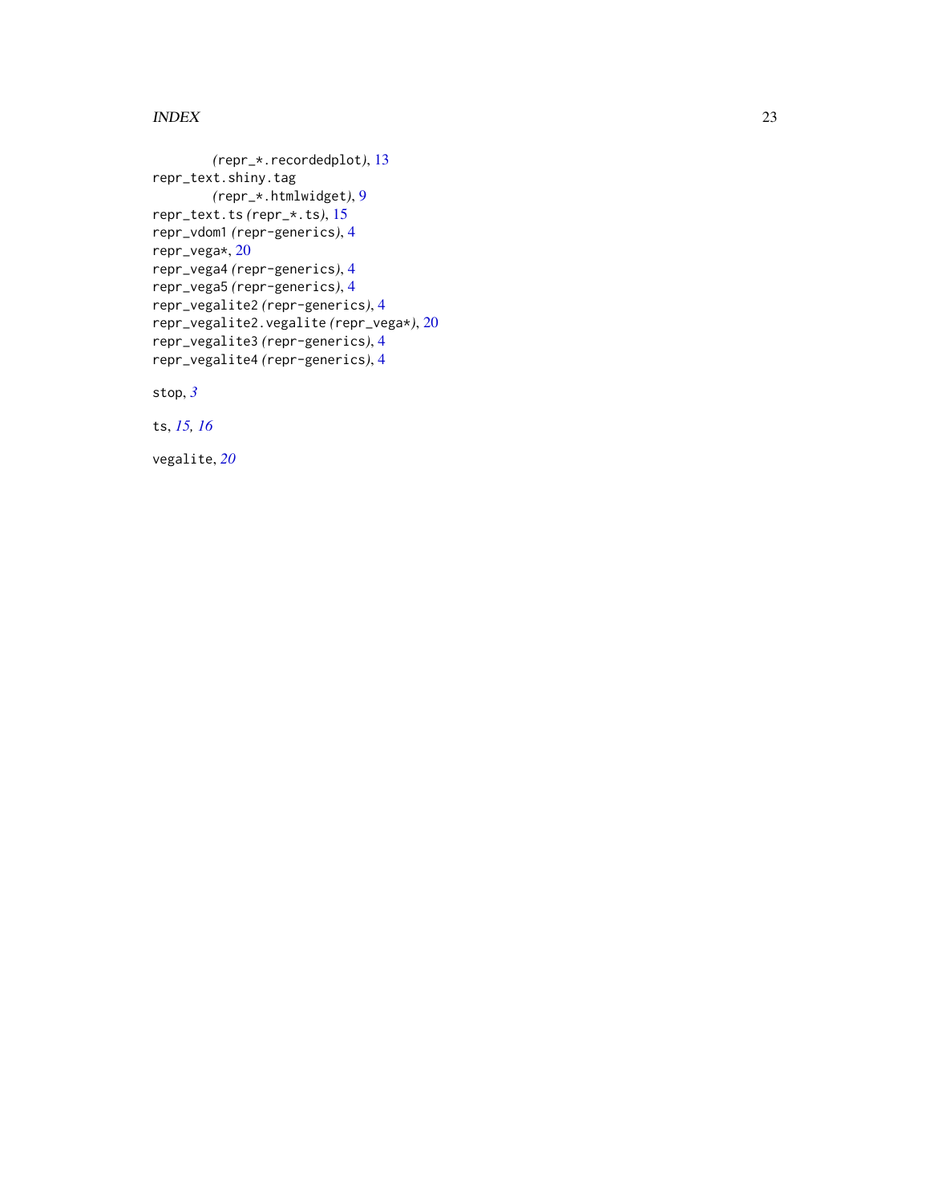(repr_*.recordedplot), 13
repr_text.shiny.tag
(repr_*.htmlwidget), 9
repr_text.ts (repr_*.ts), 15
repr_vdom1 (repr-generics), 4
repr_vega*, 20
repr_vega4 (repr-generics), 4
repr_vega5 (repr-generics), 4
repr_vegalite2 (repr-generics), 4
repr_vegalite2.vegalite (repr_vega*), 20
repr_vegalite3 (repr-generics), 4
repr_vegalite4 (repr-generics), 4

stop, *3*

ts, *15, 16*

vegalite, *20*